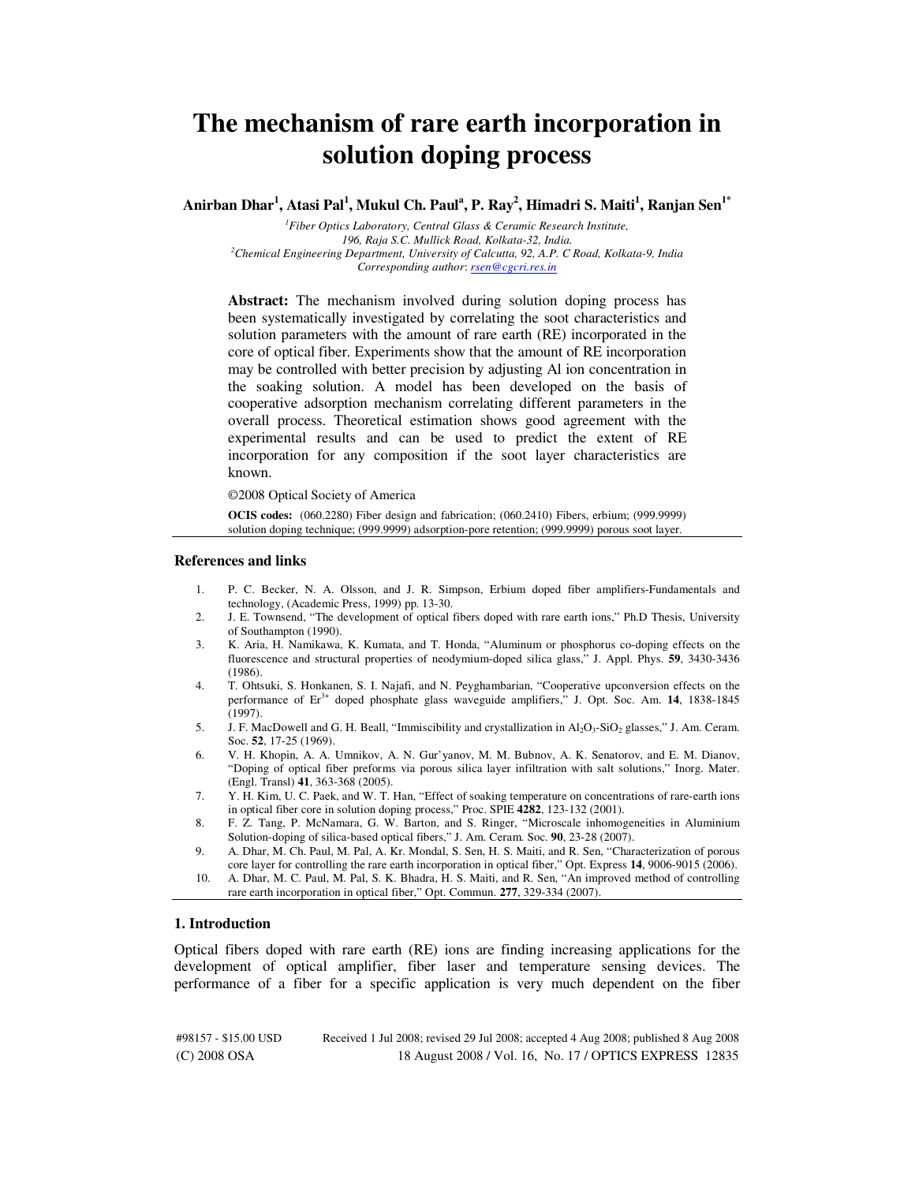# The mechanism of rare earth incorporation in solution doping process

**Anirban Dhar[1], Atasi Pal[1], Mukul Ch. Paul[a], P. Ray[2], Himadri S. Maiti[1], Ranjan Sen[1*]**

*[1]Fiber Optics Laboratory, Central Glass & Ceramic Research Institute, 196, Raja S.C. Mullick Road, Kolkata-32, India.*
*[2]Chemical Engineering Department, University of Calcutta, 92, A.P. C Road, Kolkata-9, India*
*Corresponding author*: rsen@cgcri.res.in

**Abstract:** The mechanism involved during solution doping process has been systematically investigated by correlating the soot characteristics and solution parameters with the amount of rare earth (RE) incorporated in the core of optical fiber. Experiments show that the amount of RE incorporation may be controlled with better precision by adjusting Al ion concentration in the soaking solution. A model has been developed on the basis of cooperative adsorption mechanism correlating different parameters in the overall process. Theoretical estimation shows good agreement with the experimental results and can be used to predict the extent of RE incorporation for any composition if the soot layer characteristics are known.

©2008 Optical Society of America

**OCIS codes:** (060.2280) Fiber design and fabrication; (060.2410) Fibers, erbium; (999.9999) solution doping technique; (999.9999) adsorption-pore retention; (999.9999) porous soot layer.

## References and links

1. P. C. Becker, N. A. Olsson, and J. R. Simpson, Erbium doped fiber amplifiers-Fundamentals and technology, (Academic Press, 1999) pp. 13-30.
2. J. E. Townsend, "The development of optical fibers doped with rare earth ions," Ph.D Thesis, University of Southampton (1990).
3. K. Aria, H. Namikawa, K. Kumata, and T. Honda, "Aluminum or phosphorus co-doping effects on the fluorescence and structural properties of neodymium-doped silica glass," J. Appl. Phys. **59**, 3430-3436 (1986).
4. T. Ohtsuki, S. Honkanen, S. I. Najafi, and N. Peyghambarian, "Cooperative upconversion effects on the performance of $Er^{3+}$ doped phosphate glass waveguide amplifiers," J. Opt. Soc. Am. **14**, 1838-1845 (1997).
5. J. F. MacDowell and G. H. Beall, "Immiscibility and crystallization in $Al_2O_3$-$SiO_2$ glasses," J. Am. Ceram. Soc. **52**, 17-25 (1969).
6. V. H. Khopin, A. A. Umnikov, A. N. Gur'yanov, M. M. Bubnov, A. K. Senatorov, and E. M. Dianov, "Doping of optical fiber preforms via porous silica layer infiltration with salt solutions," Inorg. Mater. (Engl. Transl) **41**, 363-368 (2005).
7. Y. H. Kim, U. C. Paek, and W. T. Han, "Effect of soaking temperature on concentrations of rare-earth ions in optical fiber core in solution doping process," Proc. SPIE **4282**, 123-132 (2001).
8. F. Z. Tang, P. McNamara, G. W. Barton, and S. Ringer, "Microscale inhomogeneities in Aluminium Solution-doping of silica-based optical fibers," J. Am. Ceram. Soc. **90**, 23-28 (2007).
9. A. Dhar, M. Ch. Paul, M. Pal, A. Kr. Mondal, S. Sen, H. S. Maiti, and R. Sen, "Characterization of porous core layer for controlling the rare earth incorporation in optical fiber," Opt. Express **14**, 9006-9015 (2006).
10. A. Dhar, M. C. Paul, M. Pal, S. K. Bhadra, H. S. Maiti, and R. Sen, "An improved method of controlling rare earth incorporation in optical fiber," Opt. Commun. **277**, 329-334 (2007).

## 1. Introduction

Optical fibers doped with rare earth (RE) ions are finding increasing applications for the development of optical amplifier, fiber laser and temperature sensing devices. The performance of a fiber for a specific application is very much dependent on the fiber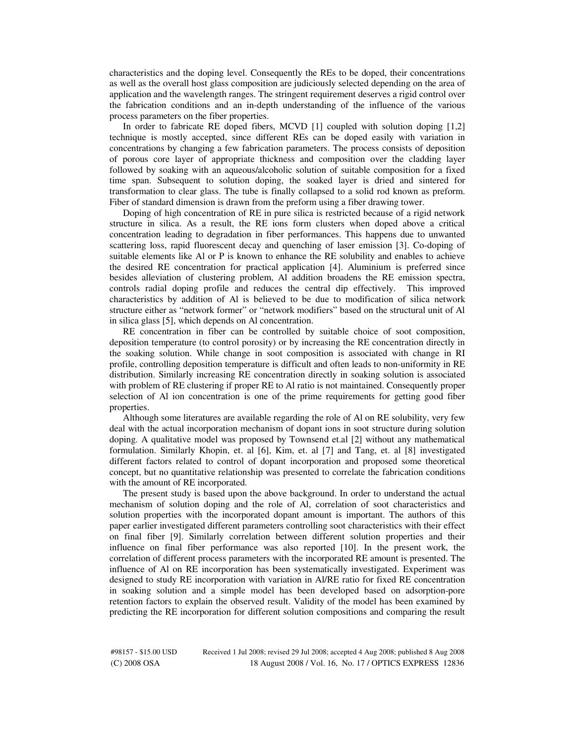characteristics and the doping level. Consequently the REs to be doped, their concentrations as well as the overall host glass composition are judiciously selected depending on the area of application and the wavelength ranges. The stringent requirement deserves a rigid control over the fabrication conditions and an in-depth understanding of the influence of the various process parameters on the fiber properties.

In order to fabricate RE doped fibers, MCVD [1] coupled with solution doping [1,2] technique is mostly accepted, since different REs can be doped easily with variation in concentrations by changing a few fabrication parameters. The process consists of deposition of porous core layer of appropriate thickness and composition over the cladding layer followed by soaking with an aqueous/alcoholic solution of suitable composition for a fixed time span. Subsequent to solution doping, the soaked layer is dried and sintered for transformation to clear glass. The tube is finally collapsed to a solid rod known as preform. Fiber of standard dimension is drawn from the preform using a fiber drawing tower.

Doping of high concentration of RE in pure silica is restricted because of a rigid network structure in silica. As a result, the RE ions form clusters when doped above a critical concentration leading to degradation in fiber performances. This happens due to unwanted scattering loss, rapid fluorescent decay and quenching of laser emission [3]. Co-doping of suitable elements like Al or P is known to enhance the RE solubility and enables to achieve the desired RE concentration for practical application [4]. Aluminium is preferred since besides alleviation of clustering problem, Al addition broadens the RE emission spectra, controls radial doping profile and reduces the central dip effectively. This improved characteristics by addition of Al is believed to be due to modification of silica network structure either as "network former" or "network modifiers" based on the structural unit of Al in silica glass [5], which depends on Al concentration.

RE concentration in fiber can be controlled by suitable choice of soot composition, deposition temperature (to control porosity) or by increasing the RE concentration directly in the soaking solution. While change in soot composition is associated with change in RI profile, controlling deposition temperature is difficult and often leads to non-uniformity in RE distribution. Similarly increasing RE concentration directly in soaking solution is associated with problem of RE clustering if proper RE to Al ratio is not maintained. Consequently proper selection of Al ion concentration is one of the prime requirements for getting good fiber properties.

Although some literatures are available regarding the role of Al on RE solubility, very few deal with the actual incorporation mechanism of dopant ions in soot structure during solution doping. A qualitative model was proposed by Townsend et.al [2] without any mathematical formulation. Similarly Khopin, et. al [6], Kim, et. al [7] and Tang, et. al [8] investigated different factors related to control of dopant incorporation and proposed some theoretical concept, but no quantitative relationship was presented to correlate the fabrication conditions with the amount of RE incorporated.

The present study is based upon the above background. In order to understand the actual mechanism of solution doping and the role of Al, correlation of soot characteristics and solution properties with the incorporated dopant amount is important. The authors of this paper earlier investigated different parameters controlling soot characteristics with their effect on final fiber [9]. Similarly correlation between different solution properties and their influence on final fiber performance was also reported [10]. In the present work, the correlation of different process parameters with the incorporated RE amount is presented. The influence of Al on RE incorporation has been systematically investigated. Experiment was designed to study RE incorporation with variation in Al/RE ratio for fixed RE concentration in soaking solution and a simple model has been developed based on adsorption-pore retention factors to explain the observed result. Validity of the model has been examined by predicting the RE incorporation for different solution compositions and comparing the result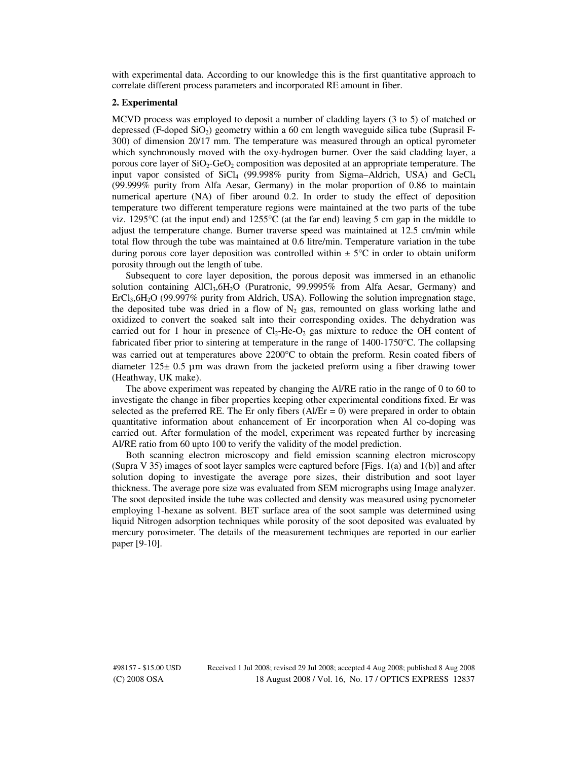with experimental data. According to our knowledge this is the first quantitative approach to correlate different process parameters and incorporated RE amount in fiber.

## 2. Experimental

MCVD process was employed to deposit a number of cladding layers (3 to 5) of matched or depressed (F-doped $SiO_2$) geometry within a 60 cm length waveguide silica tube (Suprasil F-300) of dimension 20/17 mm. The temperature was measured through an optical pyrometer which synchronously moved with the oxy-hydrogen burner. Over the said cladding layer, a porous core layer of $SiO_2$-$GeO_2$ composition was deposited at an appropriate temperature. The input vapor consisted of $SiCl_4$ (99.998% purity from Sigma–Aldrich, USA) and $GeCl_4$ (99.999% purity from Alfa Aesar, Germany) in the molar proportion of 0.86 to maintain numerical aperture (NA) of fiber around 0.2. In order to study the effect of deposition temperature two different temperature regions were maintained at the two parts of the tube viz. 1295°C (at the input end) and 1255°C (at the far end) leaving 5 cm gap in the middle to adjust the temperature change. Burner traverse speed was maintained at 12.5 cm/min while total flow through the tube was maintained at 0.6 litre/min. Temperature variation in the tube during porous core layer deposition was controlled within ± 5°C in order to obtain uniform porosity through out the length of tube.

Subsequent to core layer deposition, the porous deposit was immersed in an ethanolic solution containing $AlCl_3,6H_2O$ (Puratronic, 99.9995% from Alfa Aesar, Germany) and $ErCl_3,6H_2O$ (99.997% purity from Aldrich, USA). Following the solution impregnation stage, the deposited tube was dried in a flow of $N_2$ gas, remounted on glass working lathe and oxidized to convert the soaked salt into their corresponding oxides. The dehydration was carried out for 1 hour in presence of $Cl_2$-He-$O_2$ gas mixture to reduce the OH content of fabricated fiber prior to sintering at temperature in the range of 1400-1750°C. The collapsing was carried out at temperatures above 2200°C to obtain the preform. Resin coated fibers of diameter 125± 0.5 µm was drawn from the jacketed preform using a fiber drawing tower (Heathway, UK make).

The above experiment was repeated by changing the Al/RE ratio in the range of 0 to 60 to investigate the change in fiber properties keeping other experimental conditions fixed. Er was selected as the preferred RE. The Er only fibers (Al/Er = 0) were prepared in order to obtain quantitative information about enhancement of Er incorporation when Al co-doping was carried out. After formulation of the model, experiment was repeated further by increasing Al/RE ratio from 60 upto 100 to verify the validity of the model prediction.

Both scanning electron microscopy and field emission scanning electron microscopy (Supra V 35) images of soot layer samples were captured before [Figs. 1(a) and 1(b)] and after solution doping to investigate the average pore sizes, their distribution and soot layer thickness. The average pore size was evaluated from SEM micrographs using Image analyzer. The soot deposited inside the tube was collected and density was measured using pycnometer employing 1-hexane as solvent. BET surface area of the soot sample was determined using liquid Nitrogen adsorption techniques while porosity of the soot deposited was evaluated by mercury porosimeter. The details of the measurement techniques are reported in our earlier paper [9-10].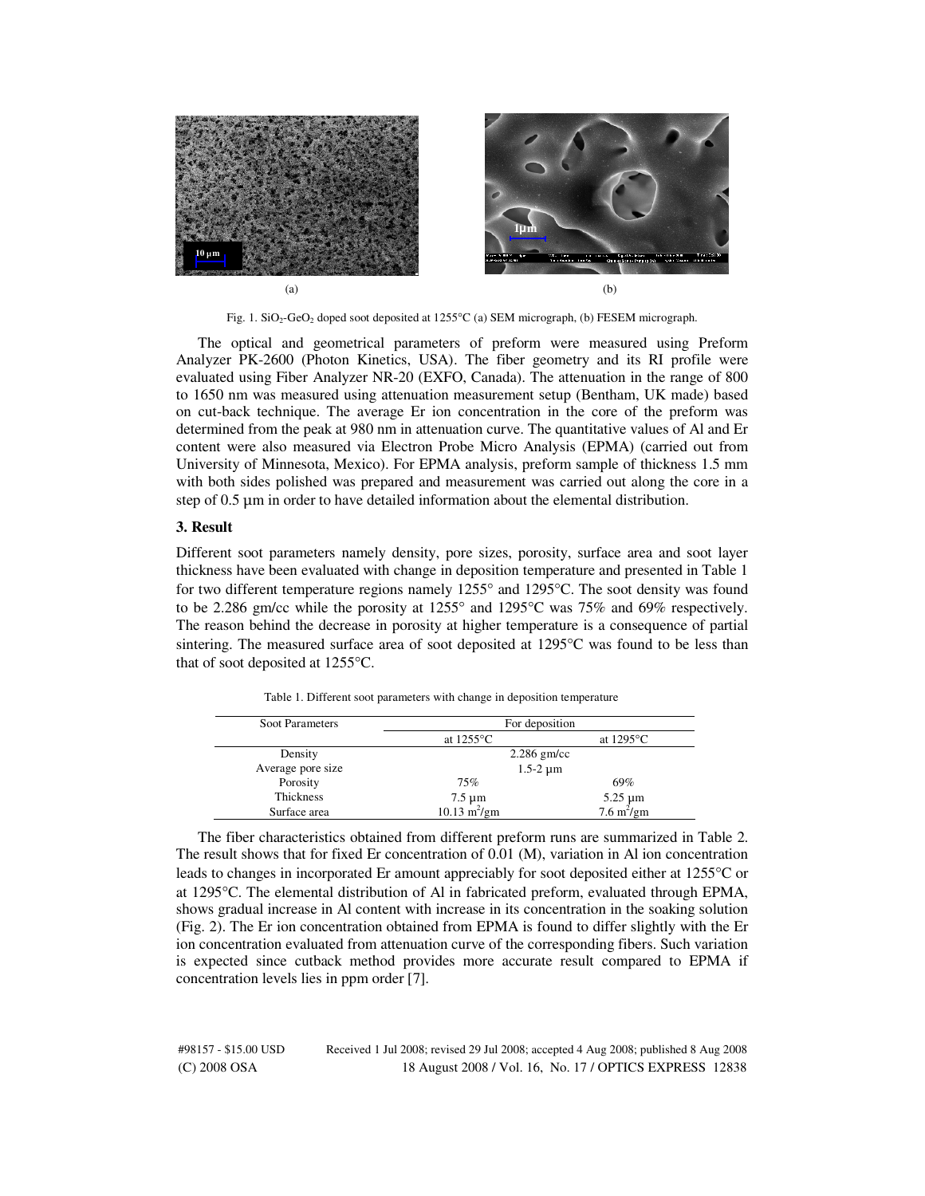(a)

(b)

Fig. 1. $SiO_2$-$GeO_2$ doped soot deposited at 1255°C (a) SEM micrograph, (b) FESEM micrograph.

The optical and geometrical parameters of preform were measured using Preform Analyzer PK-2600 (Photon Kinetics, USA). The fiber geometry and its RI profile were evaluated using Fiber Analyzer NR-20 (EXFO, Canada). The attenuation in the range of 800 to 1650 nm was measured using attenuation measurement setup (Bentham, UK made) based on cut-back technique. The average Er ion concentration in the core of the preform was determined from the peak at 980 nm in attenuation curve. The quantitative values of Al and Er content were also measured via Electron Probe Micro Analysis (EPMA) (carried out from University of Minnesota, Mexico). For EPMA analysis, preform sample of thickness 1.5 mm with both sides polished was prepared and measurement was carried out along the core in a step of 0.5 µm in order to have detailed information about the elemental distribution.

## 3. Result

Different soot parameters namely density, pore sizes, porosity, surface area and soot layer thickness have been evaluated with change in deposition temperature and presented in Table 1 for two different temperature regions namely 1255° and 1295°C. The soot density was found to be 2.286 gm/cc while the porosity at 1255° and 1295°C was 75% and 69% respectively. The reason behind the decrease in porosity at higher temperature is a consequence of partial sintering. The measured surface area of soot deposited at 1295°C was found to be less than that of soot deposited at 1255°C.

Table 1. Different soot parameters with change in deposition temperature

| Soot Parameters | For deposition | |
|---|---|---|
| | at 1255°C | at 1295°C |
| Density | 2.286 gm/cc | |
| Average pore size | 1.5-2 µm | |
| Porosity | 75% | 69% |
| Thickness | 7.5 µm | 5.25 µm |
| Surface area | 10.13 $m^2$/gm | 7.6 $m^2$/gm |

The fiber characteristics obtained from different preform runs are summarized in Table 2. The result shows that for fixed Er concentration of 0.01 (M), variation in Al ion concentration leads to changes in incorporated Er amount appreciably for soot deposited either at 1255°C or at 1295°C. The elemental distribution of Al in fabricated preform, evaluated through EPMA, shows gradual increase in Al content with increase in its concentration in the soaking solution (Fig. 2). The Er ion concentration obtained from EPMA is found to differ slightly with the Er ion concentration evaluated from attenuation curve of the corresponding fibers. Such variation is expected since cutback method provides more accurate result compared to EPMA if concentration levels lies in ppm order [7].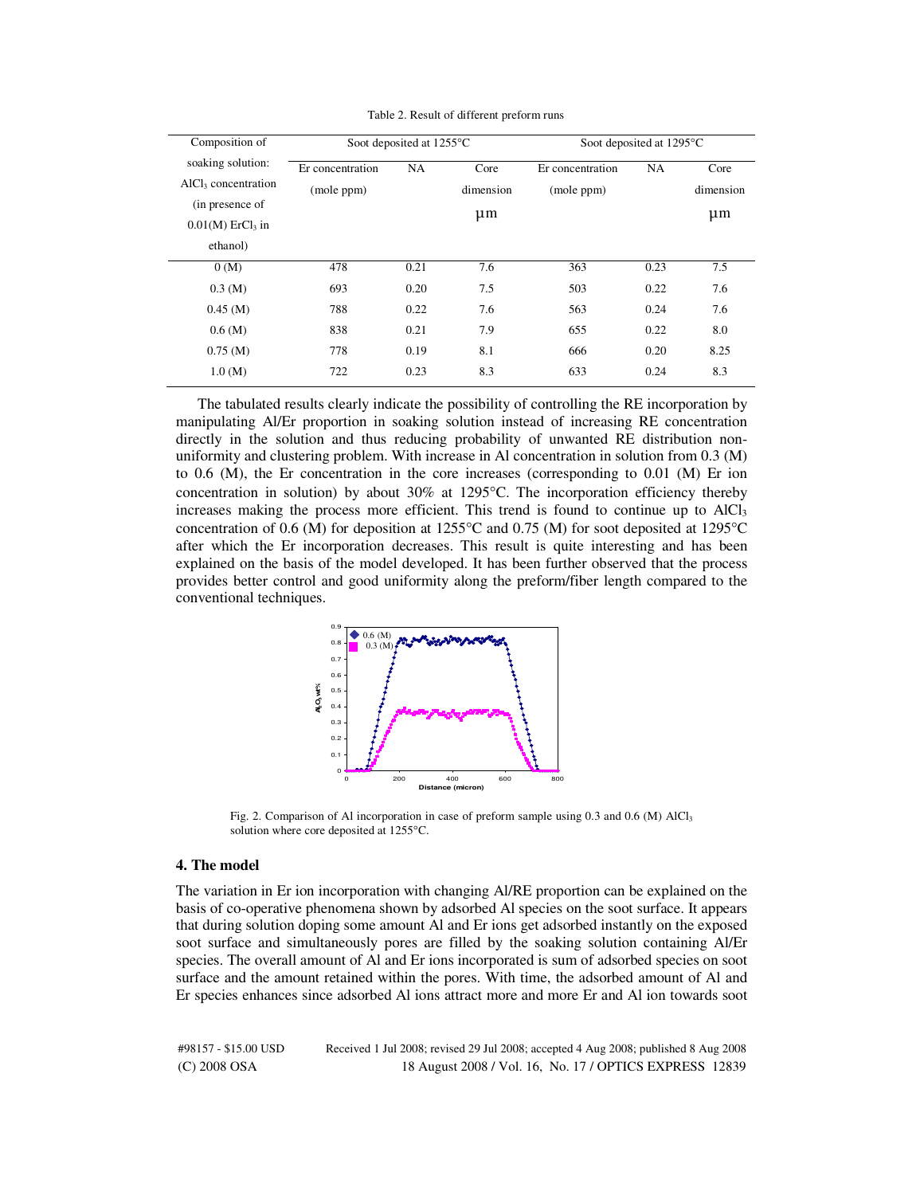Table 2. Result of different preform runs

| Composition of soaking solution: $AlCl_3$ concentration (in presence of 0.01(M) $ErCl_3$ in ethanol) | Soot deposited at 1255°C | | | Soot deposited at 1295°C | | |
|---|---|---|---|---|---|---|
| | Er concentration (mole ppm) | NA | Core dimension µm | Er concentration (mole ppm) | NA | Core dimension µm |
| 0 (M) | 478 | 0.21 | 7.6 | 363 | 0.23 | 7.5 |
| 0.3 (M) | 693 | 0.20 | 7.5 | 503 | 0.22 | 7.6 |
| 0.45 (M) | 788 | 0.22 | 7.6 | 563 | 0.24 | 7.6 |
| 0.6 (M) | 838 | 0.21 | 7.9 | 655 | 0.22 | 8.0 |
| 0.75 (M) | 778 | 0.19 | 8.1 | 666 | 0.20 | 8.25 |
| 1.0 (M) | 722 | 0.23 | 8.3 | 633 | 0.24 | 8.3 |

The tabulated results clearly indicate the possibility of controlling the RE incorporation by manipulating Al/Er proportion in soaking solution instead of increasing RE concentration directly in the solution and thus reducing probability of unwanted RE distribution non-uniformity and clustering problem. With increase in Al concentration in solution from 0.3 (M) to 0.6 (M), the Er concentration in the core increases (corresponding to 0.01 (M) Er ion concentration in solution) by about 30% at 1295°C. The incorporation efficiency thereby increases making the process more efficient. This trend is found to continue up to $AlCl_3$ concentration of 0.6 (M) for deposition at 1255°C and 0.75 (M) for soot deposited at 1295°C after which the Er incorporation decreases. This result is quite interesting and has been explained on the basis of the model developed. It has been further observed that the process provides better control and good uniformity along the preform/fiber length compared to the conventional techniques.

Fig. 2. Comparison of Al incorporation in case of preform sample using 0.3 and 0.6 (M) $AlCl_3$ solution where core deposited at 1255°C.

## 4. The model

The variation in Er ion incorporation with changing Al/RE proportion can be explained on the basis of co-operative phenomena shown by adsorbed Al species on the soot surface. It appears that during solution doping some amount Al and Er ions get adsorbed instantly on the exposed soot surface and simultaneously pores are filled by the soaking solution containing Al/Er species. The overall amount of Al and Er ions incorporated is sum of adsorbed species on soot surface and the amount retained within the pores. With time, the adsorbed amount of Al and Er species enhances since adsorbed Al ions attract more and more Er and Al ion towards soot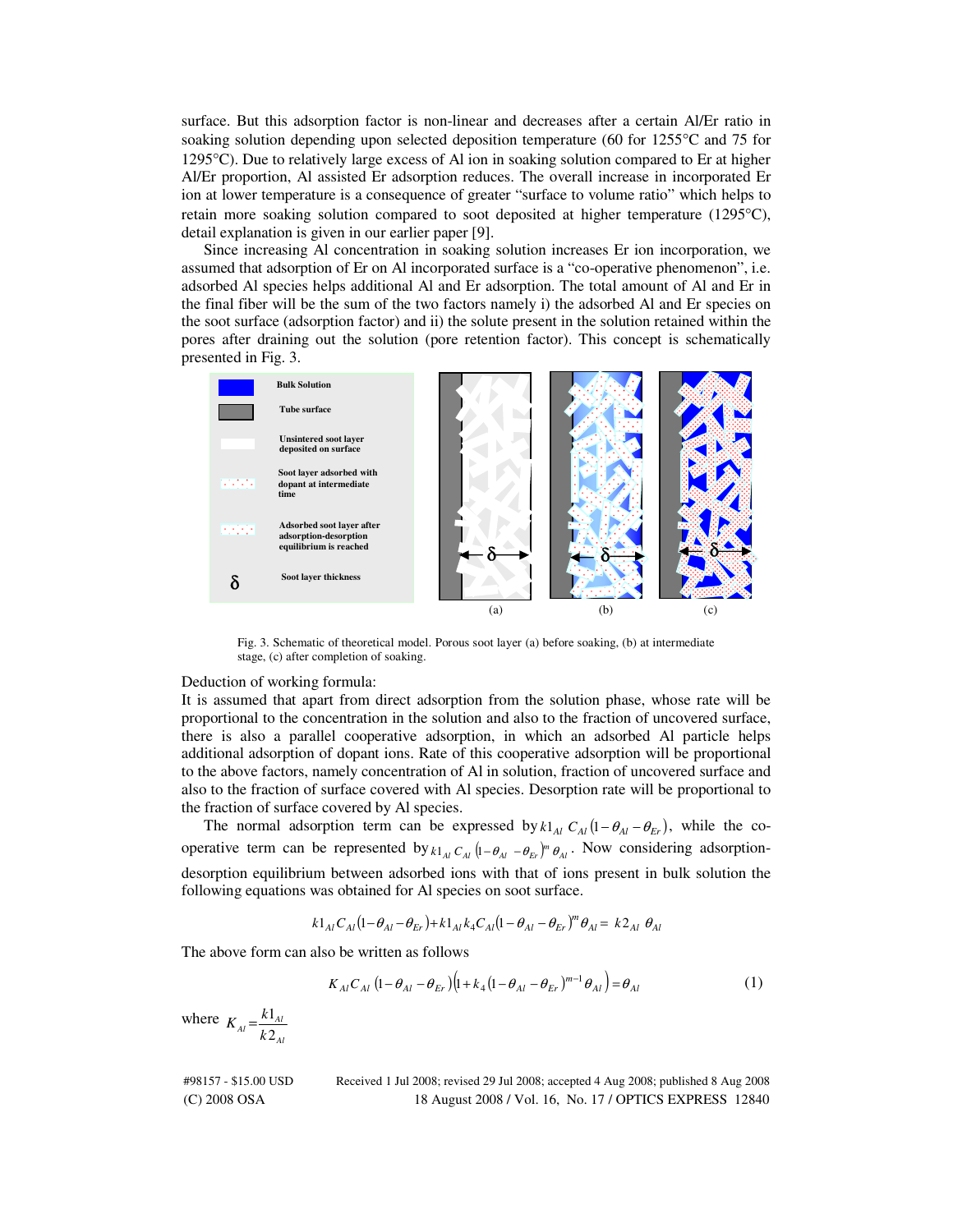surface. But this adsorption factor is non-linear and decreases after a certain Al/Er ratio in soaking solution depending upon selected deposition temperature (60 for 1255°C and 75 for 1295°C). Due to relatively large excess of Al ion in soaking solution compared to Er at higher Al/Er proportion, Al assisted Er adsorption reduces. The overall increase in incorporated Er ion at lower temperature is a consequence of greater "surface to volume ratio" which helps to retain more soaking solution compared to soot deposited at higher temperature (1295°C), detail explanation is given in our earlier paper [9].

Since increasing Al concentration in soaking solution increases Er ion incorporation, we assumed that adsorption of Er on Al incorporated surface is a "co-operative phenomenon", i.e. adsorbed Al species helps additional Al and Er adsorption. The total amount of Al and Er in the final fiber will be the sum of the two factors namely i) the adsorbed Al and Er species on the soot surface (adsorption factor) and ii) the solute present in the solution retained within the pores after draining out the solution (pore retention factor). This concept is schematically presented in Fig. 3.

Bulk Solution
Tube surface
Unsintered soot layer deposited on surface
Soot layer adsorbed with dopant at intermediate time
Adsorbed soot layer after adsorption-desorption equilibrium is reached
δ Soot layer thickness
δ
δ
δ
(a)
(b)
(c)

Fig. 3. Schematic of theoretical model. Porous soot layer (a) before soaking, (b) at intermediate stage, (c) after completion of soaking.

Deduction of working formula:

It is assumed that apart from direct adsorption from the solution phase, whose rate will be proportional to the concentration in the solution and also to the fraction of uncovered surface, there is also a parallel cooperative adsorption, in which an adsorbed Al particle helps additional adsorption of dopant ions. Rate of this cooperative adsorption will be proportional to the above factors, namely concentration of Al in solution, fraction of uncovered surface and also to the fraction of surface covered with Al species. Desorption rate will be proportional to the fraction of surface covered by Al species.

The normal adsorption term can be expressed by $k1_{Al}\, C_{Al}\,(1-\theta_{Al}-\theta_{Er})$, while the co-operative term can be represented by $k1_{Al}\, C_{Al}\,(1-\theta_{Al}-\theta_{Er})^{m}\,\theta_{Al}$. Now considering adsorption-desorption equilibrium between adsorbed ions with that of ions present in bulk solution the following equations was obtained for Al species on soot surface.

$$k1_{Al}C_{Al}(1-\theta_{Al}-\theta_{Er})+k1_{Al}k_{4}C_{Al}(1-\theta_{Al}-\theta_{Er})^{m}\theta_{Al}=k2_{Al}\,\theta_{Al}$$

The above form can also be written as follows

$$K_{Al}C_{Al}\,(1-\theta_{Al}-\theta_{Er})\left(1+k_{4}(1-\theta_{Al}-\theta_{Er})^{m-1}\theta_{Al}\right)=\theta_{Al} \tag{1}$$

where $K_{Al}=\dfrac{k1_{Al}}{k2_{Al}}$

#98157 - $15.00 USD Received 1 Jul 2008; revised 29 Jul 2008; accepted 4 Aug 2008; published 8 Aug 2008
(C) 2008 OSA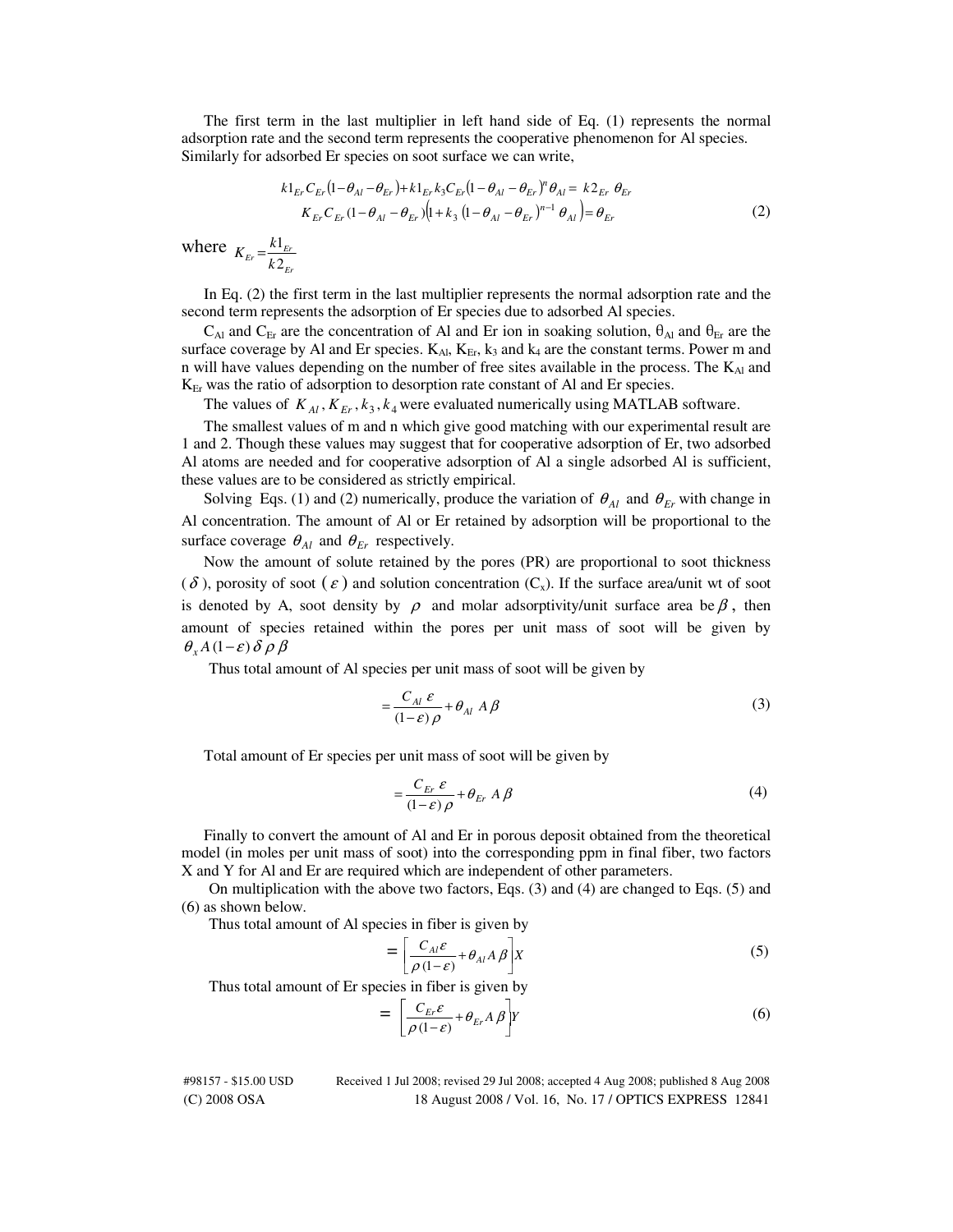The first term in the last multiplier in left hand side of Eq. (1) represents the normal adsorption rate and the second term represents the cooperative phenomenon for Al species. Similarly for adsorbed Er species on soot surface we can write,

$$
\begin{aligned}
k1_{Er} C_{Er}(1-\theta_{Al}-\theta_{Er}) + k1_{Er} k_3 C_{Er}(1-\theta_{Al}-\theta_{Er})^{n} \theta_{Al} &= k2_{Er}\ \theta_{Er} \\
K_{Er} C_{Er}(1-\theta_{Al}-\theta_{Er})\left(1+k_3\ (1-\theta_{Al}-\theta_{Er})^{n-1}\ \theta_{Al}\right) &= \theta_{Er}
\end{aligned}
\tag{2}
$$

where $K_{Er} = \dfrac{k1_{Er}}{k2_{Er}}$

In Eq. (2) the first term in the last multiplier represents the normal adsorption rate and the second term represents the adsorption of Er species due to adsorbed Al species.

$C_{Al}$ and $C_{Er}$ are the concentration of Al and Er ion in soaking solution, $\theta_{Al}$ and $\theta_{Er}$ are the surface coverage by Al and Er species. $K_{Al}$, $K_{Er}$, $k_3$ and $k_4$ are the constant terms. Power m and n will have values depending on the number of free sites available in the process. The $K_{Al}$ and $K_{Er}$ was the ratio of adsorption to desorption rate constant of Al and Er species.

The values of $K_{Al}, K_{Er}, k_3, k_4$ were evaluated numerically using MATLAB software.

The smallest values of m and n which give good matching with our experimental result are 1 and 2. Though these values may suggest that for cooperative adsorption of Er, two adsorbed Al atoms are needed and for cooperative adsorption of Al a single adsorbed Al is sufficient, these values are to be considered as strictly empirical.

Solving Eqs. (1) and (2) numerically, produce the variation of $\theta_{Al}$ and $\theta_{Er}$ with change in Al concentration. The amount of Al or Er retained by adsorption will be proportional to the surface coverage $\theta_{Al}$ and $\theta_{Er}$ respectively.

Now the amount of solute retained by the pores (PR) are proportional to soot thickness ($\delta$), porosity of soot ($\varepsilon$) and solution concentration ($C_x$). If the surface area/unit wt of soot is denoted by A, soot density by $\rho$ and molar adsorptivity/unit surface area be $\beta$, then amount of species retained within the pores per unit mass of soot will be given by $\theta_x A(1-\varepsilon)\delta\rho\beta$

Thus total amount of Al species per unit mass of soot will be given by

$$
= \frac{C_{Al}\ \varepsilon}{(1-\varepsilon)\ \rho} + \theta_{Al}\ A\beta \tag{3}
$$

Total amount of Er species per unit mass of soot will be given by

$$
= \frac{C_{Er}\ \varepsilon}{(1-\varepsilon)\ \rho} + \theta_{Er}\ A\beta \tag{4}
$$

Finally to convert the amount of Al and Er in porous deposit obtained from the theoretical model (in moles per unit mass of soot) into the corresponding ppm in final fiber, two factors X and Y for Al and Er are required which are independent of other parameters.

On multiplication with the above two factors, Eqs. (3) and (4) are changed to Eqs. (5) and (6) as shown below.

Thus total amount of Al species in fiber is given by

$$
= \left[\frac{C_{Al}\varepsilon}{\rho(1-\varepsilon)} + \theta_{Al} A\beta\right] X \tag{5}
$$

Thus total amount of Er species in fiber is given by

$$
= \left[\frac{C_{Er}\varepsilon}{\rho(1-\varepsilon)} + \theta_{Er} A\beta\right] Y \tag{6}
$$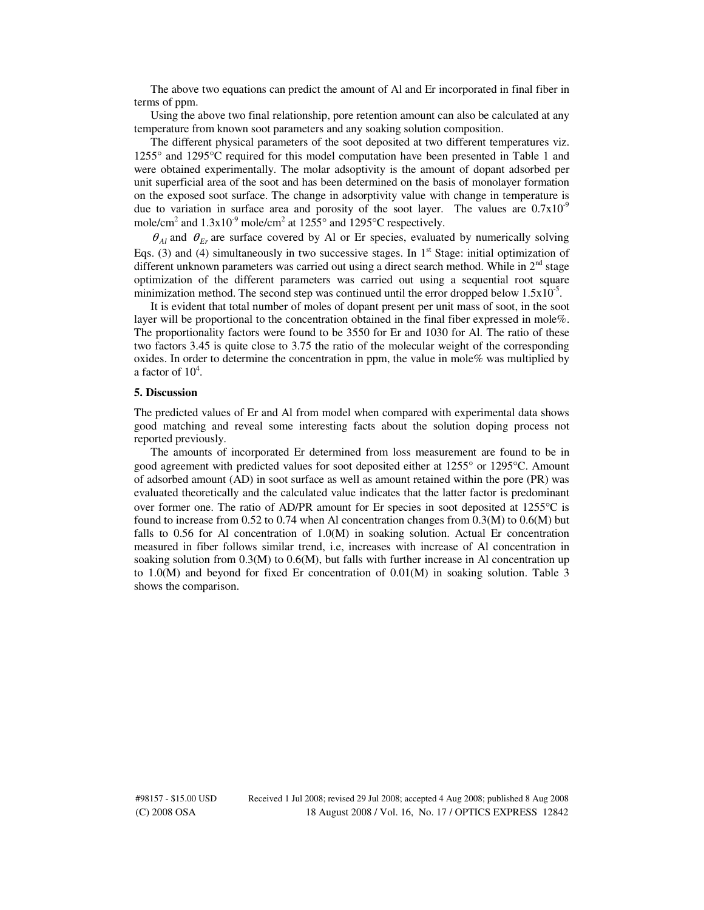The above two equations can predict the amount of Al and Er incorporated in final fiber in terms of ppm.

Using the above two final relationship, pore retention amount can also be calculated at any temperature from known soot parameters and any soaking solution composition.

The different physical parameters of the soot deposited at two different temperatures viz. 1255° and 1295°C required for this model computation have been presented in Table 1 and were obtained experimentally. The molar adsoptivity is the amount of dopant adsorbed per unit superficial area of the soot and has been determined on the basis of monolayer formation on the exposed soot surface. The change in adsorptivity value with change in temperature is due to variation in surface area and porosity of the soot layer. The values are $0.7x10^{-9}$ mole/cm$^2$ and $1.3x10^{-9}$ mole/cm$^2$ at 1255° and 1295°C respectively.

$\theta_{Al}$ and $\theta_{Er}$ are surface covered by Al or Er species, evaluated by numerically solving Eqs. (3) and (4) simultaneously in two successive stages. In 1$^{st}$ Stage: initial optimization of different unknown parameters was carried out using a direct search method. While in 2$^{nd}$ stage optimization of the different parameters was carried out using a sequential root square minimization method. The second step was continued until the error dropped below $1.5x10^{-5}$.

It is evident that total number of moles of dopant present per unit mass of soot, in the soot layer will be proportional to the concentration obtained in the final fiber expressed in mole%. The proportionality factors were found to be 3550 for Er and 1030 for Al. The ratio of these two factors 3.45 is quite close to 3.75 the ratio of the molecular weight of the corresponding oxides. In order to determine the concentration in ppm, the value in mole% was multiplied by a factor of $10^4$.

**5. Discussion**

The predicted values of Er and Al from model when compared with experimental data shows good matching and reveal some interesting facts about the solution doping process not reported previously.

The amounts of incorporated Er determined from loss measurement are found to be in good agreement with predicted values for soot deposited either at 1255° or 1295°C. Amount of adsorbed amount (AD) in soot surface as well as amount retained within the pore (PR) was evaluated theoretically and the calculated value indicates that the latter factor is predominant over former one. The ratio of AD/PR amount for Er species in soot deposited at 1255°C is found to increase from 0.52 to 0.74 when Al concentration changes from 0.3(M) to 0.6(M) but falls to 0.56 for Al concentration of 1.0(M) in soaking solution. Actual Er concentration measured in fiber follows similar trend, i.e, increases with increase of Al concentration in soaking solution from 0.3(M) to 0.6(M), but falls with further increase in Al concentration up to 1.0(M) and beyond for fixed Er concentration of 0.01(M) in soaking solution. Table 3 shows the comparison.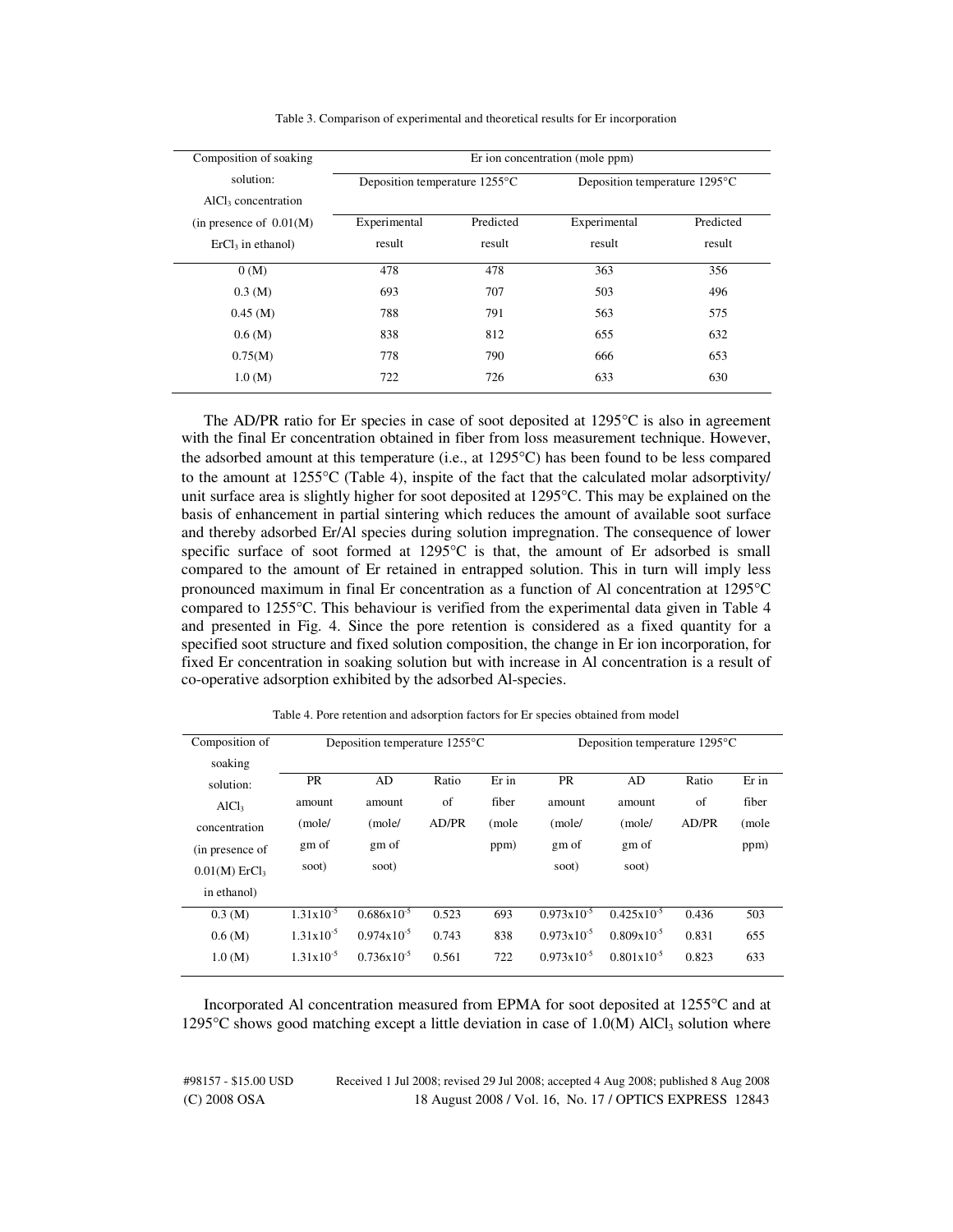Table 3. Comparison of experimental and theoretical results for Er incorporation

| Composition of soaking solution: $AlCl_3$ concentration (in presence of 0.01(M) $ErCl_3$ in ethanol) | Er ion concentration (mole ppm) | | | |
|---|---|---|---|---|
| | Deposition temperature 1255°C | | Deposition temperature 1295°C | |
| | Experimental result | Predicted result | Experimental result | Predicted result |
| 0 (M) | 478 | 478 | 363 | 356 |
| 0.3 (M) | 693 | 707 | 503 | 496 |
| 0.45 (M) | 788 | 791 | 563 | 575 |
| 0.6 (M) | 838 | 812 | 655 | 632 |
| 0.75(M) | 778 | 790 | 666 | 653 |
| 1.0 (M) | 722 | 726 | 633 | 630 |

The AD/PR ratio for Er species in case of soot deposited at 1295°C is also in agreement with the final Er concentration obtained in fiber from loss measurement technique. However, the adsorbed amount at this temperature (i.e., at 1295°C) has been found to be less compared to the amount at 1255°C (Table 4), inspite of the fact that the calculated molar adsorptivity/ unit surface area is slightly higher for soot deposited at 1295°C. This may be explained on the basis of enhancement in partial sintering which reduces the amount of available soot surface and thereby adsorbed Er/Al species during solution impregnation. The consequence of lower specific surface of soot formed at 1295°C is that, the amount of Er adsorbed is small compared to the amount of Er retained in entrapped solution. This in turn will imply less pronounced maximum in final Er concentration as a function of Al concentration at 1295°C compared to 1255°C. This behaviour is verified from the experimental data given in Table 4 and presented in Fig. 4. Since the pore retention is considered as a fixed quantity for a specified soot structure and fixed solution composition, the change in Er ion incorporation, for fixed Er concentration in soaking solution but with increase in Al concentration is a result of co-operative adsorption exhibited by the adsorbed Al-species.

Table 4. Pore retention and adsorption factors for Er species obtained from model

| Composition of soaking solution: $AlCl_3$ concentration (in presence of 0.01(M) $ErCl_3$ in ethanol) | Deposition temperature 1255°C | | | | Deposition temperature 1295°C | | | |
|---|---|---|---|---|---|---|---|---|
| | PR amount (mole/ gm of soot) | AD amount (mole/ gm of soot) | Ratio of AD/PR | Er in fiber (mole ppm) | PR amount (mole/ gm of soot) | AD amount (mole/ gm of soot) | Ratio of AD/PR | Er in fiber (mole ppm) |
| 0.3 (M) | $1.31\times10^{-5}$ | $0.686\times10^{-5}$ | 0.523 | 693 | $0.973\times10^{-5}$ | $0.425\times10^{-5}$ | 0.436 | 503 |
| 0.6 (M) | $1.31\times10^{-5}$ | $0.974\times10^{-5}$ | 0.743 | 838 | $0.973\times10^{-5}$ | $0.809\times10^{-5}$ | 0.831 | 655 |
| 1.0 (M) | $1.31\times10^{-5}$ | $0.736\times10^{-5}$ | 0.561 | 722 | $0.973\times10^{-5}$ | $0.801\times10^{-5}$ | 0.823 | 633 |

Incorporated Al concentration measured from EPMA for soot deposited at 1255°C and at 1295°C shows good matching except a little deviation in case of 1.0(M) $AlCl_3$ solution where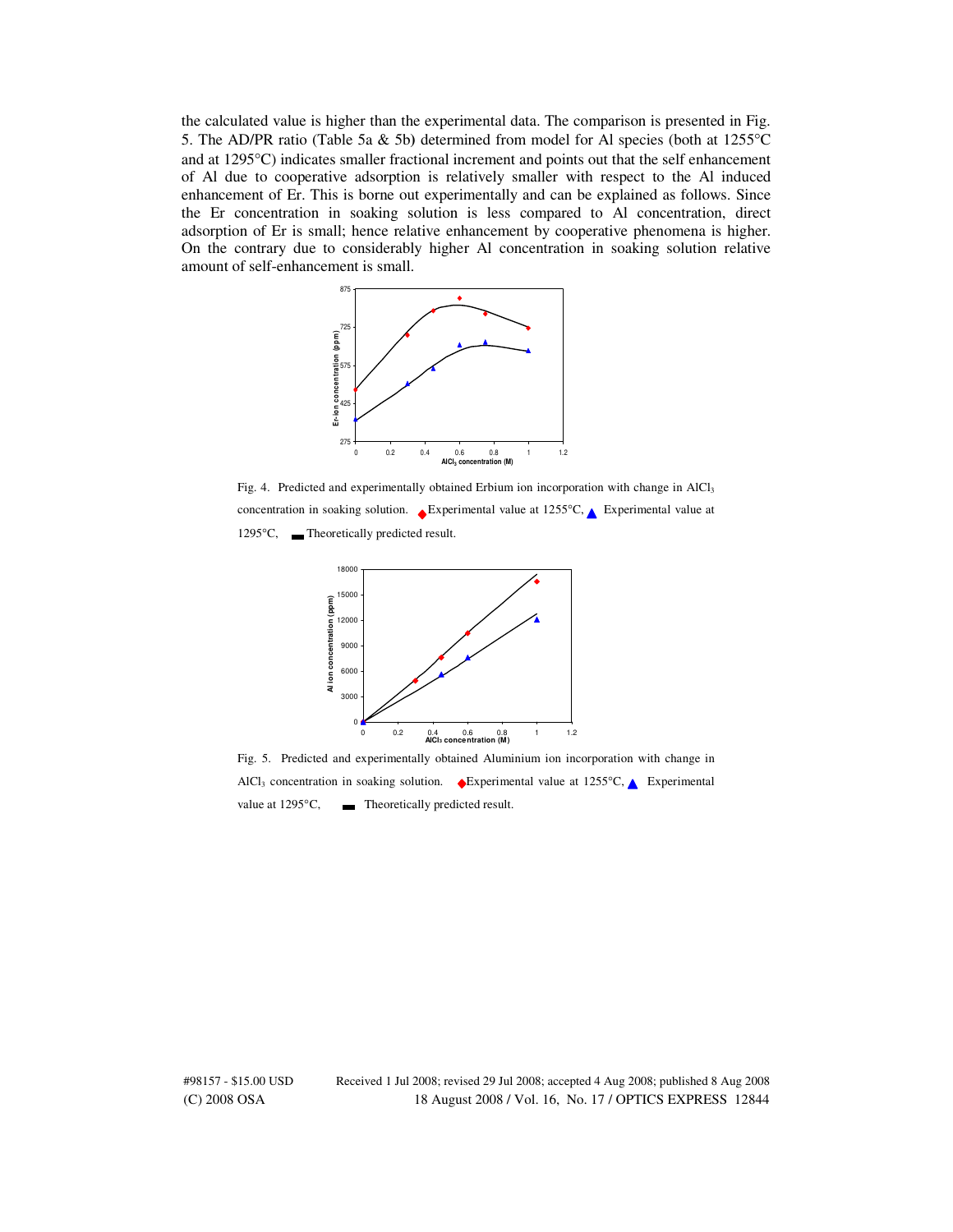the calculated value is higher than the experimental data. The comparison is presented in Fig. 5. The AD/PR ratio (Table 5a & 5b) determined from model for Al species (both at 1255°C and at 1295°C) indicates smaller fractional increment and points out that the self enhancement of Al due to cooperative adsorption is relatively smaller with respect to the Al induced enhancement of Er. This is borne out experimentally and can be explained as follows. Since the Er concentration in soaking solution is less compared to Al concentration, direct adsorption of Er is small; hence relative enhancement by cooperative phenomena is higher. On the contrary due to considerably higher Al concentration in soaking solution relative amount of self-enhancement is small.

Fig. 4. Predicted and experimentally obtained Erbium ion incorporation with change in $AlCl_3$ concentration in soaking solution. ◆ Experimental value at 1255°C, ▲ Experimental value at 1295°C, ▬ Theoretically predicted result.

Fig. 5. Predicted and experimentally obtained Aluminium ion incorporation with change in $AlCl_3$ concentration in soaking solution. ◆ Experimental value at 1255°C, ▲ Experimental value at 1295°C, ▬ Theoretically predicted result.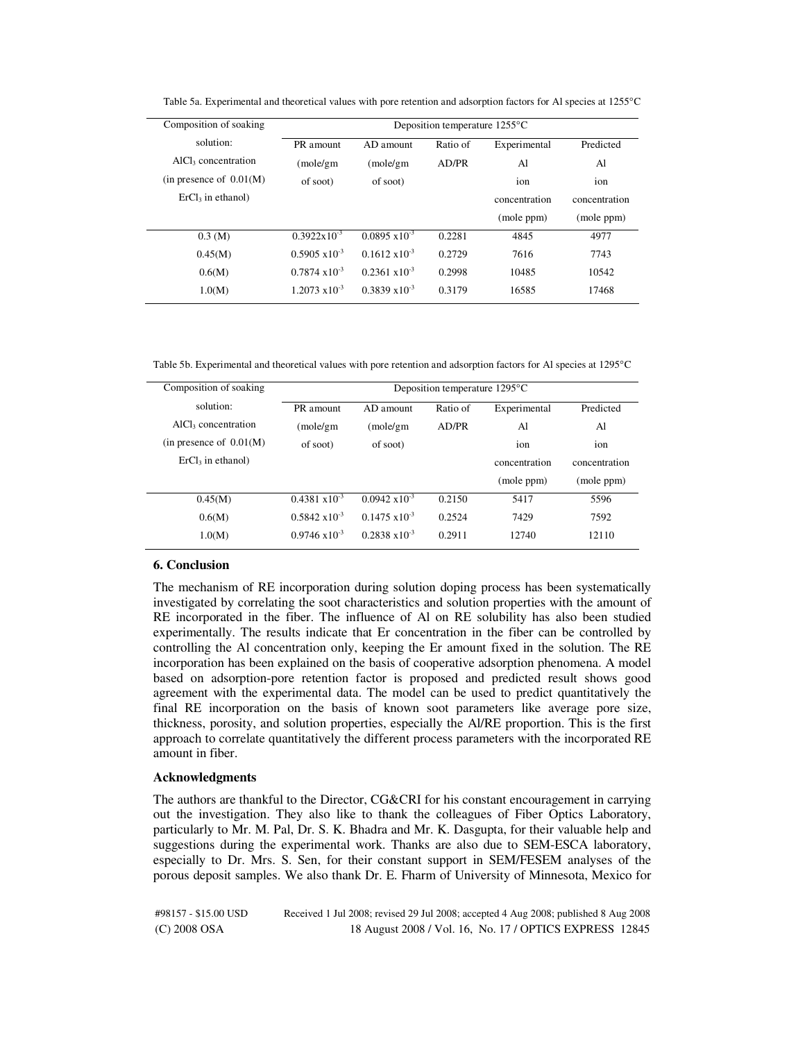Table 5a. Experimental and theoretical values with pore retention and adsorption factors for Al species at 1255°C

| Composition of soaking solution: $AlCl_3$ concentration (in presence of 0.01(M) $ErCl_3$ in ethanol) | Deposition temperature 1255°C | | | | |
|---|---|---|---|---|---|
| | PR amount (mole/gm of soot) | AD amount (mole/gm of soot) | Ratio of AD/PR | Experimental Al ion concentration (mole ppm) | Predicted Al ion concentration (mole ppm) |
| 0.3 (M) | $0.3922 \times 10^{-3}$ | $0.0895 \times 10^{-3}$ | 0.2281 | 4845 | 4977 |
| 0.45(M) | $0.5905 \times 10^{-3}$ | $0.1612 \times 10^{-3}$ | 0.2729 | 7616 | 7743 |
| 0.6(M) | $0.7874 \times 10^{-3}$ | $0.2361 \times 10^{-3}$ | 0.2998 | 10485 | 10542 |
| 1.0(M) | $1.2073 \times 10^{-3}$ | $0.3839 \times 10^{-3}$ | 0.3179 | 16585 | 17468 |

Table 5b. Experimental and theoretical values with pore retention and adsorption factors for Al species at 1295°C

| Composition of soaking solution: $AlCl_3$ concentration (in presence of 0.01(M) $ErCl_3$ in ethanol) | Deposition temperature 1295°C | | | | |
|---|---|---|---|---|---|
| | PR amount (mole/gm of soot) | AD amount (mole/gm of soot) | Ratio of AD/PR | Experimental Al ion concentration (mole ppm) | Predicted Al ion concentration (mole ppm) |
| 0.45(M) | $0.4381 \times 10^{-3}$ | $0.0942 \times 10^{-3}$ | 0.2150 | 5417 | 5596 |
| 0.6(M) | $0.5842 \times 10^{-3}$ | $0.1475 \times 10^{-3}$ | 0.2524 | 7429 | 7592 |
| 1.0(M) | $0.9746 \times 10^{-3}$ | $0.2838 \times 10^{-3}$ | 0.2911 | 12740 | 12110 |

## 6. Conclusion

The mechanism of RE incorporation during solution doping process has been systematically investigated by correlating the soot characteristics and solution properties with the amount of RE incorporated in the fiber. The influence of Al on RE solubility has also been studied experimentally. The results indicate that Er concentration in the fiber can be controlled by controlling the Al concentration only, keeping the Er amount fixed in the solution. The RE incorporation has been explained on the basis of cooperative adsorption phenomena. A model based on adsorption-pore retention factor is proposed and predicted result shows good agreement with the experimental data. The model can be used to predict quantitatively the final RE incorporation on the basis of known soot parameters like average pore size, thickness, porosity, and solution properties, especially the Al/RE proportion. This is the first approach to correlate quantitatively the different process parameters with the incorporated RE amount in fiber.

### Acknowledgments

The authors are thankful to the Director, CG&CRI for his constant encouragement in carrying out the investigation. They also like to thank the colleagues of Fiber Optics Laboratory, particularly to Mr. M. Pal, Dr. S. K. Bhadra and Mr. K. Dasgupta, for their valuable help and suggestions during the experimental work. Thanks are also due to SEM-ESCA laboratory, especially to Dr. Mrs. S. Sen, for their constant support in SEM/FESEM analyses of the porous deposit samples. We also thank Dr. E. Fharm of University of Minnesota, Mexico for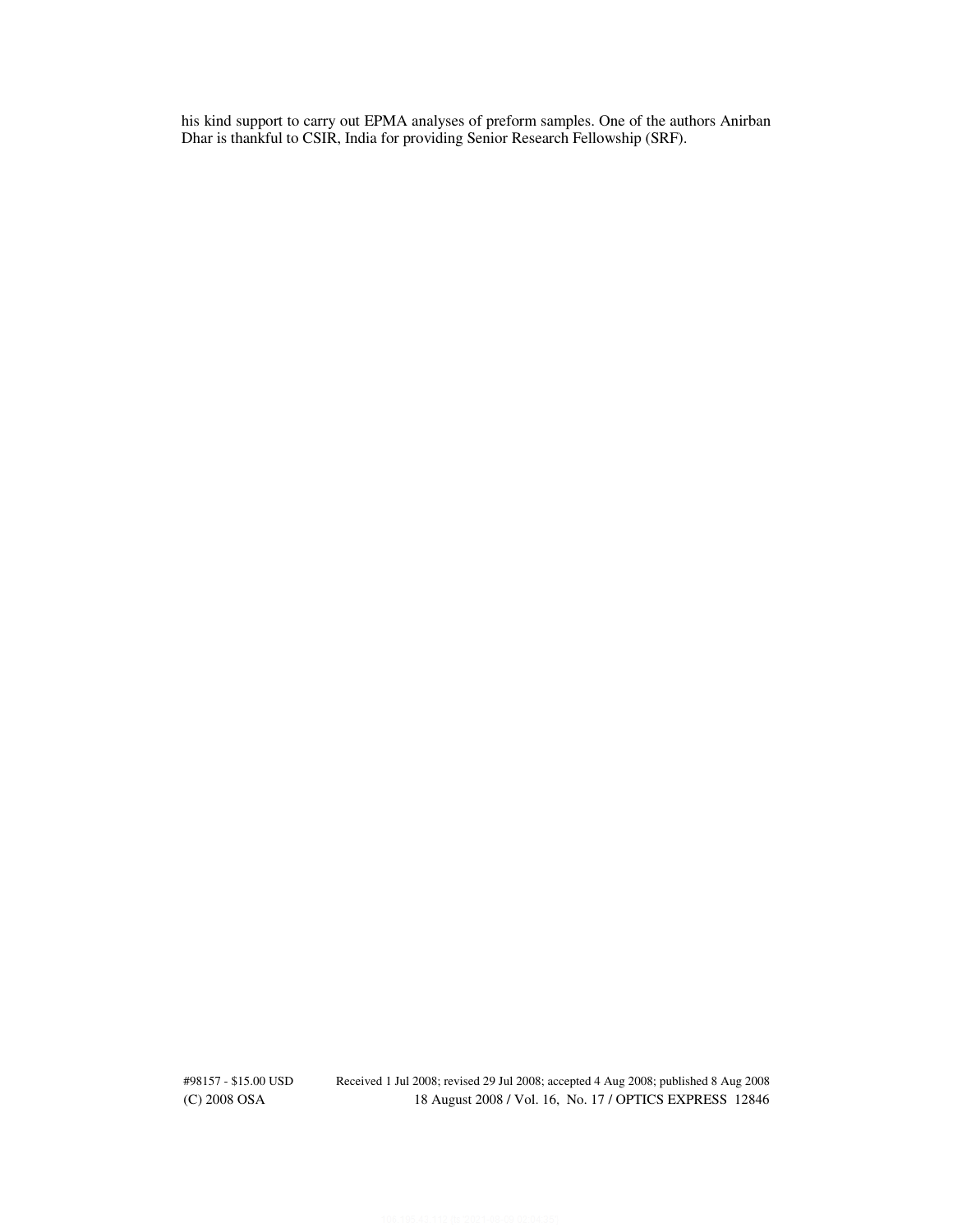his kind support to carry out EPMA analyses of preform samples. One of the authors Anirban Dhar is thankful to CSIR, India for providing Senior Research Fellowship (SRF).